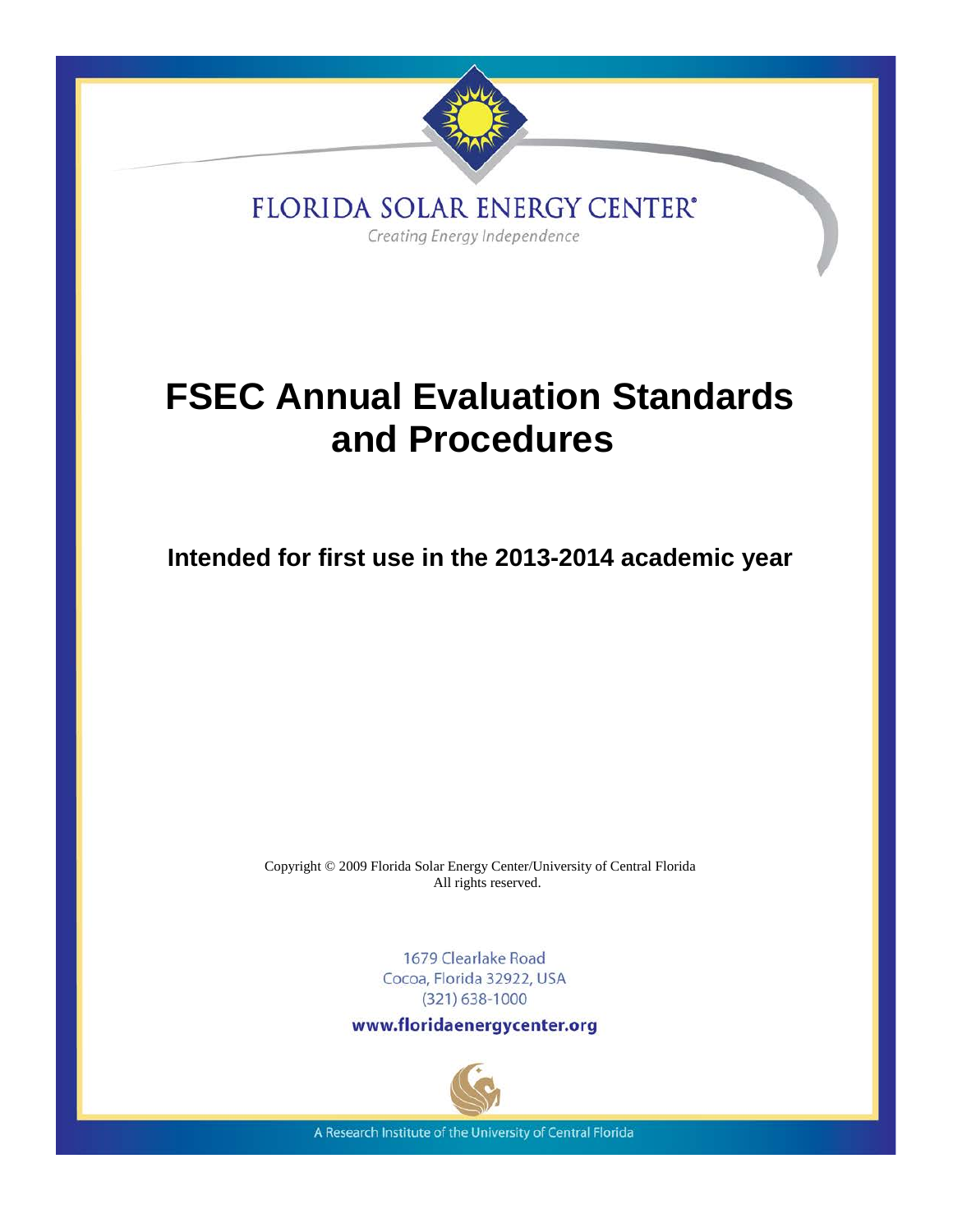FLORIDA SOLAR ENERGY CENTER®

*Creating Energy Independence*

# FSEC Annual Evaluation Standards and Procedures

## Intended for first use in the 2013-2014 academic year

Copyright © 2009 Florida Solar Energy Center/University of Central Florida
All rights reserved.

1679 Clearlake Road
Cocoa, Florida 32922, USA
(321) 638-1000

**www.floridaenergycenter.org**

A Research Institute of the University of Central Florida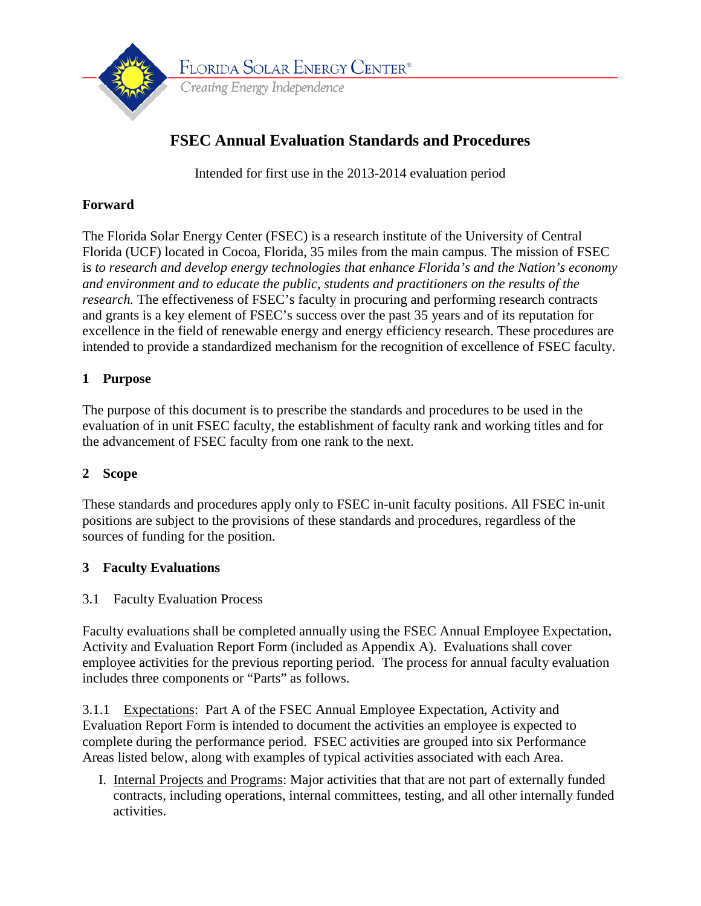# FSEC Annual Evaluation Standards and Procedures

Intended for first use in the 2013-2014 evaluation period

## Forward

The Florida Solar Energy Center (FSEC) is a research institute of the University of Central Florida (UCF) located in Cocoa, Florida, 35 miles from the main campus. The mission of FSEC is *to research and develop energy technologies that enhance Florida's and the Nation's economy and environment and to educate the public, students and practitioners on the results of the research.* The effectiveness of FSEC's faculty in procuring and performing research contracts and grants is a key element of FSEC's success over the past 35 years and of its reputation for excellence in the field of renewable energy and energy efficiency research. These procedures are intended to provide a standardized mechanism for the recognition of excellence of FSEC faculty.

## 1 Purpose

The purpose of this document is to prescribe the standards and procedures to be used in the evaluation of in unit FSEC faculty, the establishment of faculty rank and working titles and for the advancement of FSEC faculty from one rank to the next.

## 2 Scope

These standards and procedures apply only to FSEC in-unit faculty positions. All FSEC in-unit positions are subject to the provisions of these standards and procedures, regardless of the sources of funding for the position.

## 3 Faculty Evaluations

### 3.1 Faculty Evaluation Process

Faculty evaluations shall be completed annually using the FSEC Annual Employee Expectation, Activity and Evaluation Report Form (included as Appendix A). Evaluations shall cover employee activities for the previous reporting period. The process for annual faculty evaluation includes three components or "Parts" as follows.

3.1.1 Expectations: Part A of the FSEC Annual Employee Expectation, Activity and Evaluation Report Form is intended to document the activities an employee is expected to complete during the performance period. FSEC activities are grouped into six Performance Areas listed below, along with examples of typical activities associated with each Area.

I. Internal Projects and Programs: Major activities that that are not part of externally funded contracts, including operations, internal committees, testing, and all other internally funded activities.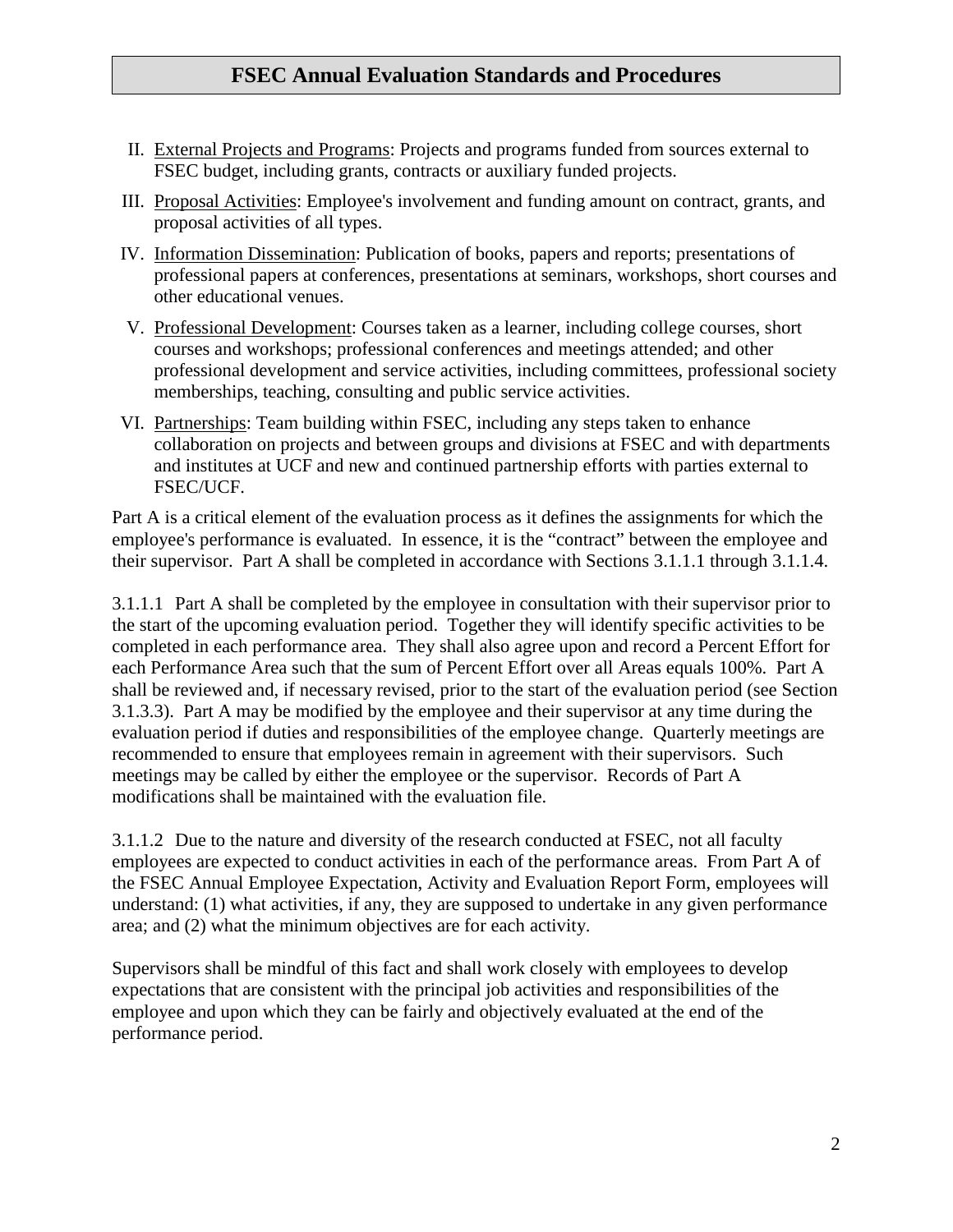II. <u>External Projects and Programs</u>: Projects and programs funded from sources external to FSEC budget, including grants, contracts or auxiliary funded projects.

III. <u>Proposal Activities</u>: Employee's involvement and funding amount on contract, grants, and proposal activities of all types.

IV. <u>Information Dissemination</u>: Publication of books, papers and reports; presentations of professional papers at conferences, presentations at seminars, workshops, short courses and other educational venues.

V. <u>Professional Development</u>: Courses taken as a learner, including college courses, short courses and workshops; professional conferences and meetings attended; and other professional development and service activities, including committees, professional society memberships, teaching, consulting and public service activities.

VI. <u>Partnerships</u>: Team building within FSEC, including any steps taken to enhance collaboration on projects and between groups and divisions at FSEC and with departments and institutes at UCF and new and continued partnership efforts with parties external to FSEC/UCF.

Part A is a critical element of the evaluation process as it defines the assignments for which the employee's performance is evaluated. In essence, it is the "contract" between the employee and their supervisor. Part A shall be completed in accordance with Sections 3.1.1.1 through 3.1.1.4.

3.1.1.1 Part A shall be completed by the employee in consultation with their supervisor prior to the start of the upcoming evaluation period. Together they will identify specific activities to be completed in each performance area. They shall also agree upon and record a Percent Effort for each Performance Area such that the sum of Percent Effort over all Areas equals 100%. Part A shall be reviewed and, if necessary revised, prior to the start of the evaluation period (see Section 3.1.3.3). Part A may be modified by the employee and their supervisor at any time during the evaluation period if duties and responsibilities of the employee change. Quarterly meetings are recommended to ensure that employees remain in agreement with their supervisors. Such meetings may be called by either the employee or the supervisor. Records of Part A modifications shall be maintained with the evaluation file.

3.1.1.2 Due to the nature and diversity of the research conducted at FSEC, not all faculty employees are expected to conduct activities in each of the performance areas. From Part A of the FSEC Annual Employee Expectation, Activity and Evaluation Report Form, employees will understand: (1) what activities, if any, they are supposed to undertake in any given performance area; and (2) what the minimum objectives are for each activity.

Supervisors shall be mindful of this fact and shall work closely with employees to develop expectations that are consistent with the principal job activities and responsibilities of the employee and upon which they can be fairly and objectively evaluated at the end of the performance period.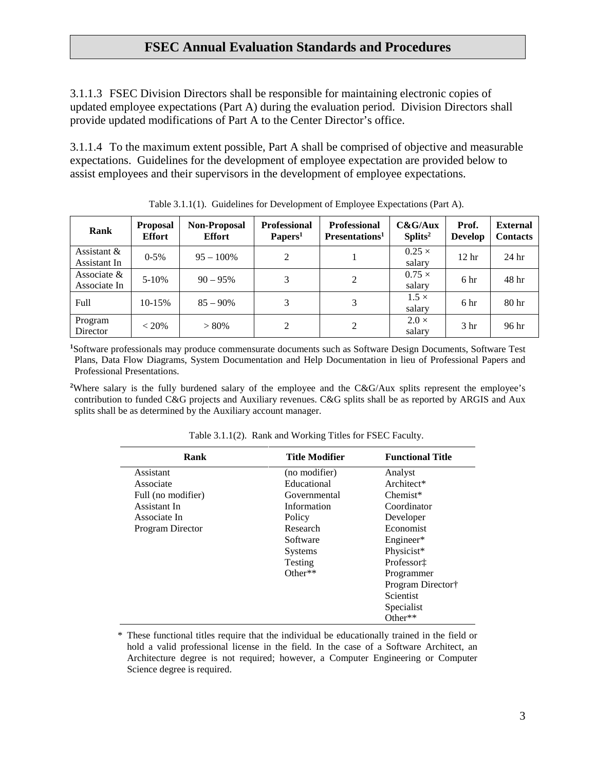3.1.1.3 FSEC Division Directors shall be responsible for maintaining electronic copies of updated employee expectations (Part A) during the evaluation period. Division Directors shall provide updated modifications of Part A to the Center Director's office.

3.1.1.4 To the maximum extent possible, Part A shall be comprised of objective and measurable expectations. Guidelines for the development of employee expectation are provided below to assist employees and their supervisors in the development of employee expectations.

Table 3.1.1(1). Guidelines for Development of Employee Expectations (Part A).

| Rank | Proposal Effort | Non-Proposal Effort | Professional Papers[1] | Professional Presentations[1] | C&G/Aux Splits[2] | Prof. Develop | External Contacts |
|---|---|---|---|---|---|---|---|
| Assistant & Assistant In | 0-5% | 95 – 100% | 2 | 1 | 0.25 × salary | 12 hr | 24 hr |
| Associate & Associate In | 5-10% | 90 – 95% | 3 | 2 | 0.75 × salary | 6 hr | 48 hr |
| Full | 10-15% | 85 – 90% | 3 | 3 | 1.5 × salary | 6 hr | 80 hr |
| Program Director | < 20% | > 80% | 2 | 2 | 2.0 × salary | 3 hr | 96 hr |

[1]Software professionals may produce commensurate documents such as Software Design Documents, Software Test Plans, Data Flow Diagrams, System Documentation and Help Documentation in lieu of Professional Papers and Professional Presentations.

[2]Where salary is the fully burdened salary of the employee and the C&G/Aux splits represent the employee's contribution to funded C&G projects and Auxiliary revenues. C&G splits shall be as reported by ARGIS and Aux splits shall be as determined by the Auxiliary account manager.

Table 3.1.1(2). Rank and Working Titles for FSEC Faculty.

| Rank | Title Modifier | Functional Title |
|---|---|---|
| Assistant | (no modifier) | Analyst |
| Associate | Educational | Architect* |
| Full (no modifier) | Governmental | Chemist* |
| Assistant In | Information | Coordinator |
| Associate In | Policy | Developer |
| Program Director | Research | Economist |
| | Software | Engineer* |
| | Systems | Physicist* |
| | Testing | Professor‡ |
| | Other** | Programmer |
| | | Program Director† |
| | | Scientist |
| | | Specialist |
| | | Other** |

\* These functional titles require that the individual be educationally trained in the field or hold a valid professional license in the field. In the case of a Software Architect, an Architecture degree is not required; however, a Computer Engineering or Computer Science degree is required.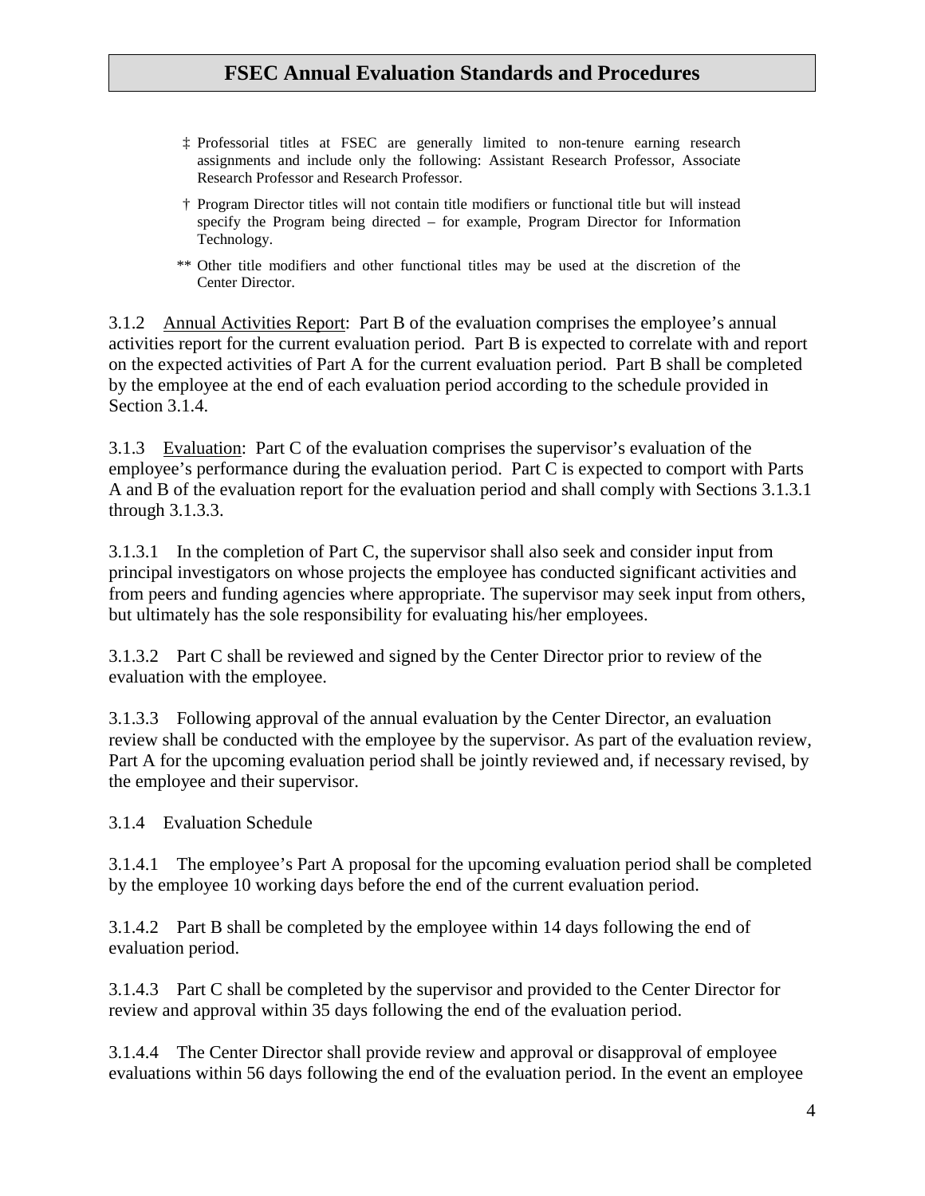‡ Professorial titles at FSEC are generally limited to non-tenure earning research assignments and include only the following: Assistant Research Professor, Associate Research Professor and Research Professor.

† Program Director titles will not contain title modifiers or functional title but will instead specify the Program being directed – for example, Program Director for Information Technology.

** Other title modifiers and other functional titles may be used at the discretion of the Center Director.

3.1.2 Annual Activities Report: Part B of the evaluation comprises the employee's annual activities report for the current evaluation period. Part B is expected to correlate with and report on the expected activities of Part A for the current evaluation period. Part B shall be completed by the employee at the end of each evaluation period according to the schedule provided in Section 3.1.4.

3.1.3 Evaluation: Part C of the evaluation comprises the supervisor's evaluation of the employee's performance during the evaluation period. Part C is expected to comport with Parts A and B of the evaluation report for the evaluation period and shall comply with Sections 3.1.3.1 through 3.1.3.3.

3.1.3.1 In the completion of Part C, the supervisor shall also seek and consider input from principal investigators on whose projects the employee has conducted significant activities and from peers and funding agencies where appropriate. The supervisor may seek input from others, but ultimately has the sole responsibility for evaluating his/her employees.

3.1.3.2 Part C shall be reviewed and signed by the Center Director prior to review of the evaluation with the employee.

3.1.3.3 Following approval of the annual evaluation by the Center Director, an evaluation review shall be conducted with the employee by the supervisor. As part of the evaluation review, Part A for the upcoming evaluation period shall be jointly reviewed and, if necessary revised, by the employee and their supervisor.

3.1.4 Evaluation Schedule

3.1.4.1 The employee's Part A proposal for the upcoming evaluation period shall be completed by the employee 10 working days before the end of the current evaluation period.

3.1.4.2 Part B shall be completed by the employee within 14 days following the end of evaluation period.

3.1.4.3 Part C shall be completed by the supervisor and provided to the Center Director for review and approval within 35 days following the end of the evaluation period.

3.1.4.4 The Center Director shall provide review and approval or disapproval of employee evaluations within 56 days following the end of the evaluation period. In the event an employee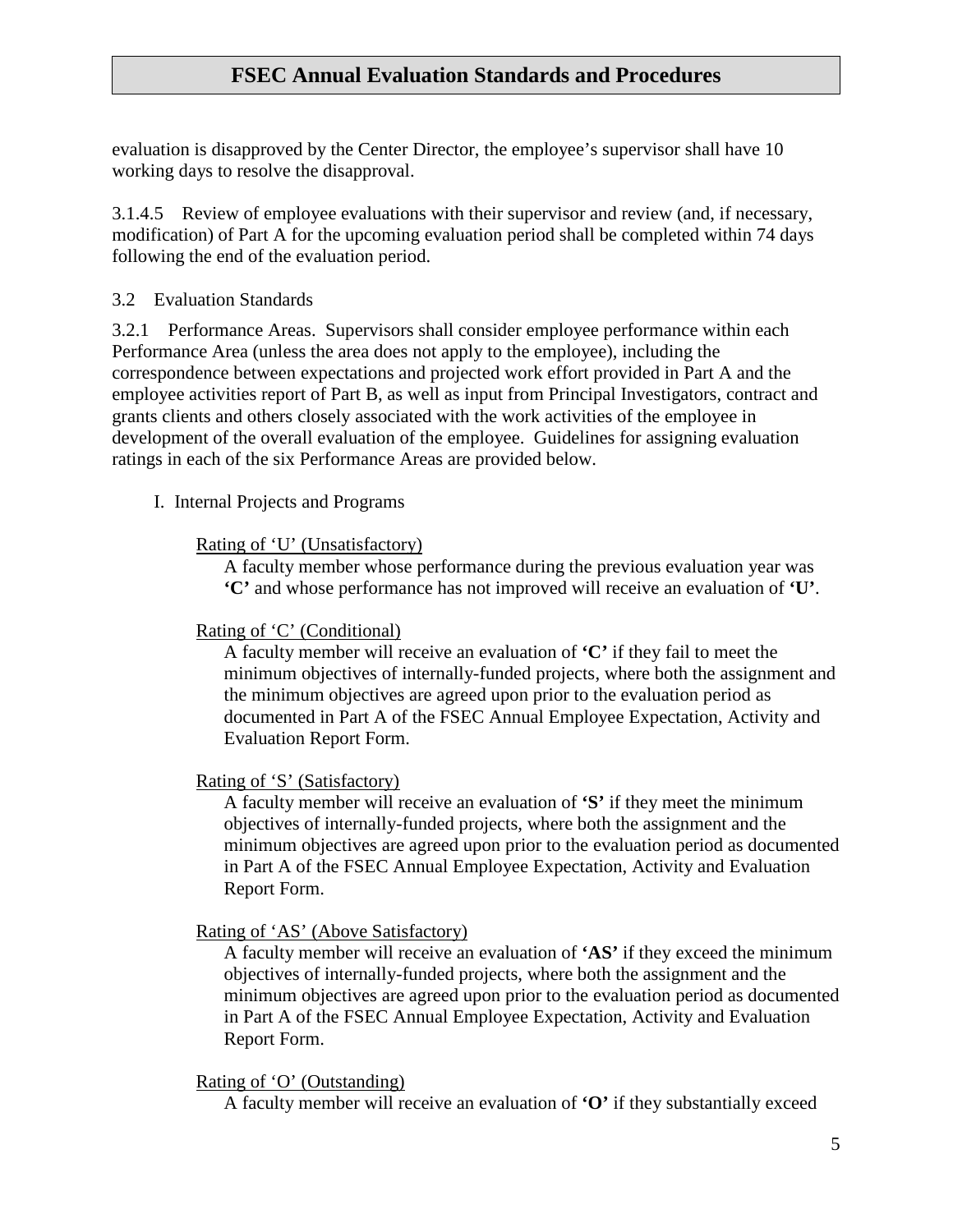evaluation is disapproved by the Center Director, the employee's supervisor shall have 10 working days to resolve the disapproval.

3.1.4.5 Review of employee evaluations with their supervisor and review (and, if necessary, modification) of Part A for the upcoming evaluation period shall be completed within 74 days following the end of the evaluation period.

3.2 Evaluation Standards

3.2.1 Performance Areas. Supervisors shall consider employee performance within each Performance Area (unless the area does not apply to the employee), including the correspondence between expectations and projected work effort provided in Part A and the employee activities report of Part B, as well as input from Principal Investigators, contract and grants clients and others closely associated with the work activities of the employee in development of the overall evaluation of the employee. Guidelines for assigning evaluation ratings in each of the six Performance Areas are provided below.

I. Internal Projects and Programs

<u>Rating of 'U' (Unsatisfactory)</u>

A faculty member whose performance during the previous evaluation year was **'C'** and whose performance has not improved will receive an evaluation of **'U'**.

<u>Rating of 'C' (Conditional)</u>

A faculty member will receive an evaluation of **'C'** if they fail to meet the minimum objectives of internally-funded projects, where both the assignment and the minimum objectives are agreed upon prior to the evaluation period as documented in Part A of the FSEC Annual Employee Expectation, Activity and Evaluation Report Form.

<u>Rating of 'S' (Satisfactory)</u>

A faculty member will receive an evaluation of **'S'** if they meet the minimum objectives of internally-funded projects, where both the assignment and the minimum objectives are agreed upon prior to the evaluation period as documented in Part A of the FSEC Annual Employee Expectation, Activity and Evaluation Report Form.

<u>Rating of 'AS' (Above Satisfactory)</u>

A faculty member will receive an evaluation of **'AS'** if they exceed the minimum objectives of internally-funded projects, where both the assignment and the minimum objectives are agreed upon prior to the evaluation period as documented in Part A of the FSEC Annual Employee Expectation, Activity and Evaluation Report Form.

<u>Rating of 'O' (Outstanding)</u>

A faculty member will receive an evaluation of **'O'** if they substantially exceed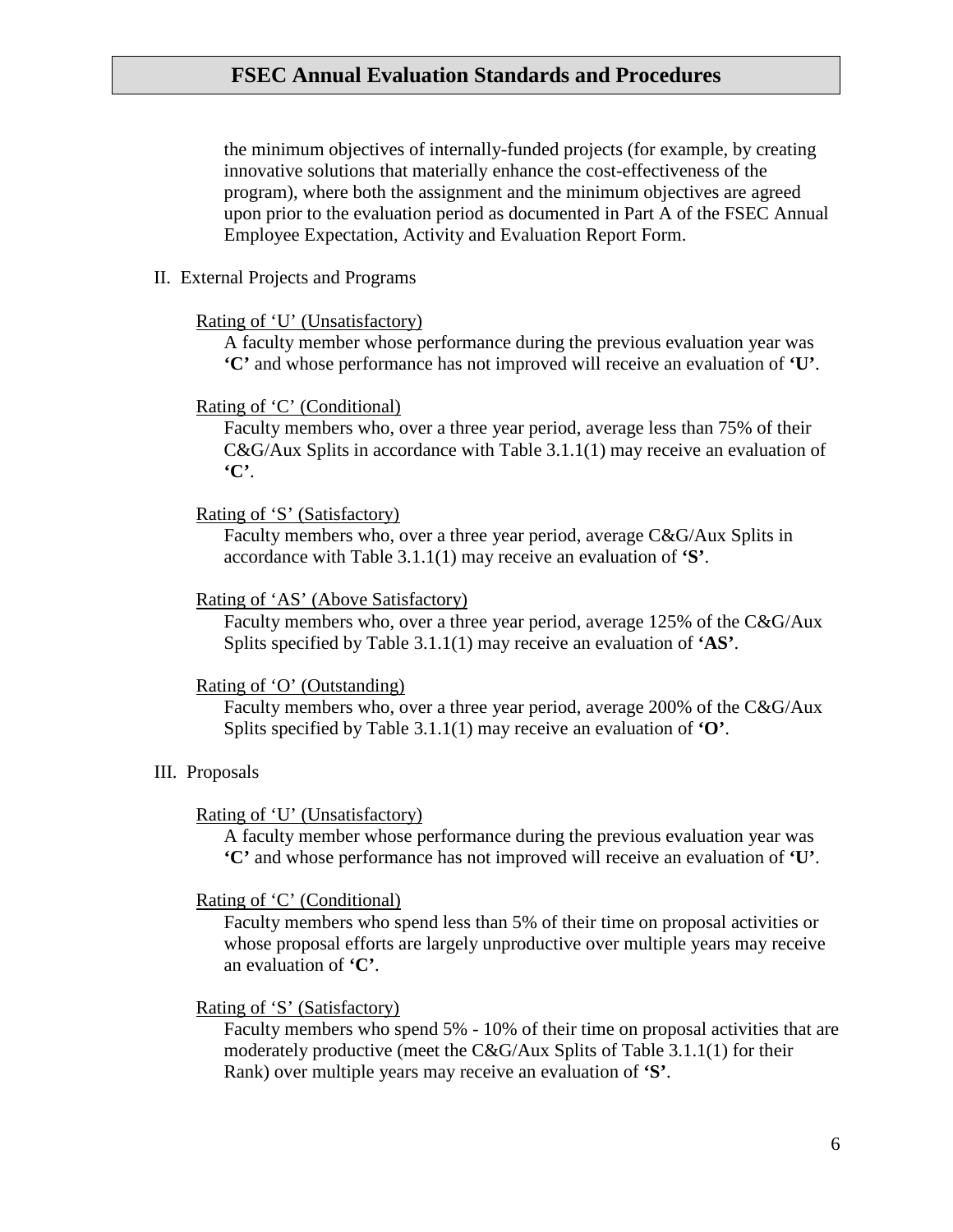the minimum objectives of internally-funded projects (for example, by creating innovative solutions that materially enhance the cost-effectiveness of the program), where both the assignment and the minimum objectives are agreed upon prior to the evaluation period as documented in Part A of the FSEC Annual Employee Expectation, Activity and Evaluation Report Form.

II. External Projects and Programs

Rating of 'U' (Unsatisfactory)

A faculty member whose performance during the previous evaluation year was **'C'** and whose performance has not improved will receive an evaluation of **'U'**.

Rating of 'C' (Conditional)

Faculty members who, over a three year period, average less than 75% of their C&G/Aux Splits in accordance with Table 3.1.1(1) may receive an evaluation of **'C'**.

Rating of 'S' (Satisfactory)

Faculty members who, over a three year period, average C&G/Aux Splits in accordance with Table 3.1.1(1) may receive an evaluation of **'S'**.

Rating of 'AS' (Above Satisfactory)

Faculty members who, over a three year period, average 125% of the C&G/Aux Splits specified by Table 3.1.1(1) may receive an evaluation of **'AS'**.

Rating of 'O' (Outstanding)

Faculty members who, over a three year period, average 200% of the C&G/Aux Splits specified by Table 3.1.1(1) may receive an evaluation of **'O'**.

III. Proposals

Rating of 'U' (Unsatisfactory)

A faculty member whose performance during the previous evaluation year was **'C'** and whose performance has not improved will receive an evaluation of **'U'**.

Rating of 'C' (Conditional)

Faculty members who spend less than 5% of their time on proposal activities or whose proposal efforts are largely unproductive over multiple years may receive an evaluation of **'C'**.

Rating of 'S' (Satisfactory)

Faculty members who spend 5% - 10% of their time on proposal activities that are moderately productive (meet the C&G/Aux Splits of Table 3.1.1(1) for their Rank) over multiple years may receive an evaluation of **'S'**.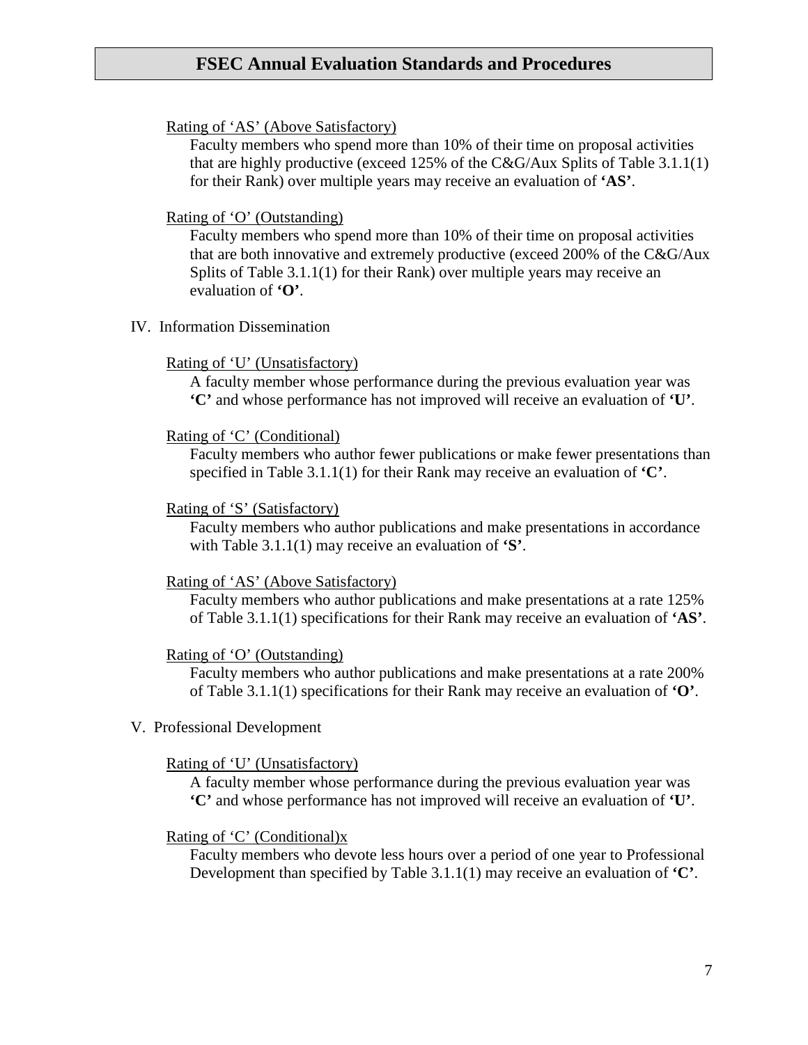Rating of 'AS' (Above Satisfactory)

Faculty members who spend more than 10% of their time on proposal activities that are highly productive (exceed 125% of the C&G/Aux Splits of Table 3.1.1(1) for their Rank) over multiple years may receive an evaluation of **'AS'**.

Rating of 'O' (Outstanding)

Faculty members who spend more than 10% of their time on proposal activities that are both innovative and extremely productive (exceed 200% of the C&G/Aux Splits of Table 3.1.1(1) for their Rank) over multiple years may receive an evaluation of **'O'**.

IV. Information Dissemination

Rating of 'U' (Unsatisfactory)

A faculty member whose performance during the previous evaluation year was **'C'** and whose performance has not improved will receive an evaluation of **'U'**.

Rating of 'C' (Conditional)

Faculty members who author fewer publications or make fewer presentations than specified in Table 3.1.1(1) for their Rank may receive an evaluation of **'C'**.

Rating of 'S' (Satisfactory)

Faculty members who author publications and make presentations in accordance with Table 3.1.1(1) may receive an evaluation of **'S'**.

Rating of 'AS' (Above Satisfactory)

Faculty members who author publications and make presentations at a rate 125% of Table 3.1.1(1) specifications for their Rank may receive an evaluation of **'AS'**.

Rating of 'O' (Outstanding)

Faculty members who author publications and make presentations at a rate 200% of Table 3.1.1(1) specifications for their Rank may receive an evaluation of **'O'**.

V. Professional Development

Rating of 'U' (Unsatisfactory)

A faculty member whose performance during the previous evaluation year was **'C'** and whose performance has not improved will receive an evaluation of **'U'**.

Rating of 'C' (Conditional)x

Faculty members who devote less hours over a period of one year to Professional Development than specified by Table 3.1.1(1) may receive an evaluation of **'C'**.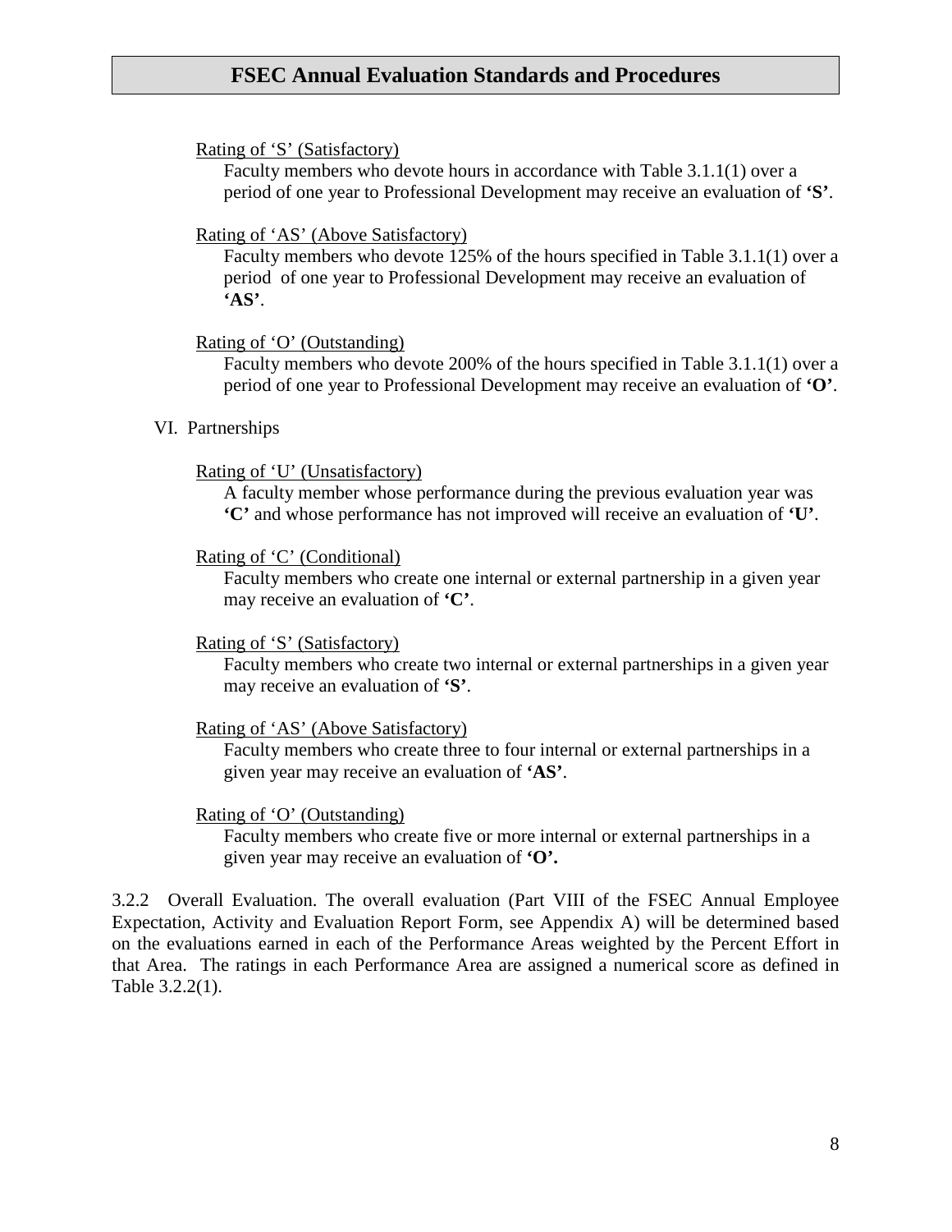Rating of 'S' (Satisfactory)

Faculty members who devote hours in accordance with Table 3.1.1(1) over a period of one year to Professional Development may receive an evaluation of **'S'**.

Rating of 'AS' (Above Satisfactory)

Faculty members who devote 125% of the hours specified in Table 3.1.1(1) over a period of one year to Professional Development may receive an evaluation of **'AS'**.

Rating of 'O' (Outstanding)

Faculty members who devote 200% of the hours specified in Table 3.1.1(1) over a period of one year to Professional Development may receive an evaluation of **'O'**.

VI. Partnerships

Rating of 'U' (Unsatisfactory)

A faculty member whose performance during the previous evaluation year was **'C'** and whose performance has not improved will receive an evaluation of **'U'**.

Rating of 'C' (Conditional)

Faculty members who create one internal or external partnership in a given year may receive an evaluation of **'C'**.

Rating of 'S' (Satisfactory)

Faculty members who create two internal or external partnerships in a given year may receive an evaluation of **'S'**.

Rating of 'AS' (Above Satisfactory)

Faculty members who create three to four internal or external partnerships in a given year may receive an evaluation of **'AS'**.

Rating of 'O' (Outstanding)

Faculty members who create five or more internal or external partnerships in a given year may receive an evaluation of **'O'.**

3.2.2 Overall Evaluation. The overall evaluation (Part VIII of the FSEC Annual Employee Expectation, Activity and Evaluation Report Form, see Appendix A) will be determined based on the evaluations earned in each of the Performance Areas weighted by the Percent Effort in that Area. The ratings in each Performance Area are assigned a numerical score as defined in Table 3.2.2(1).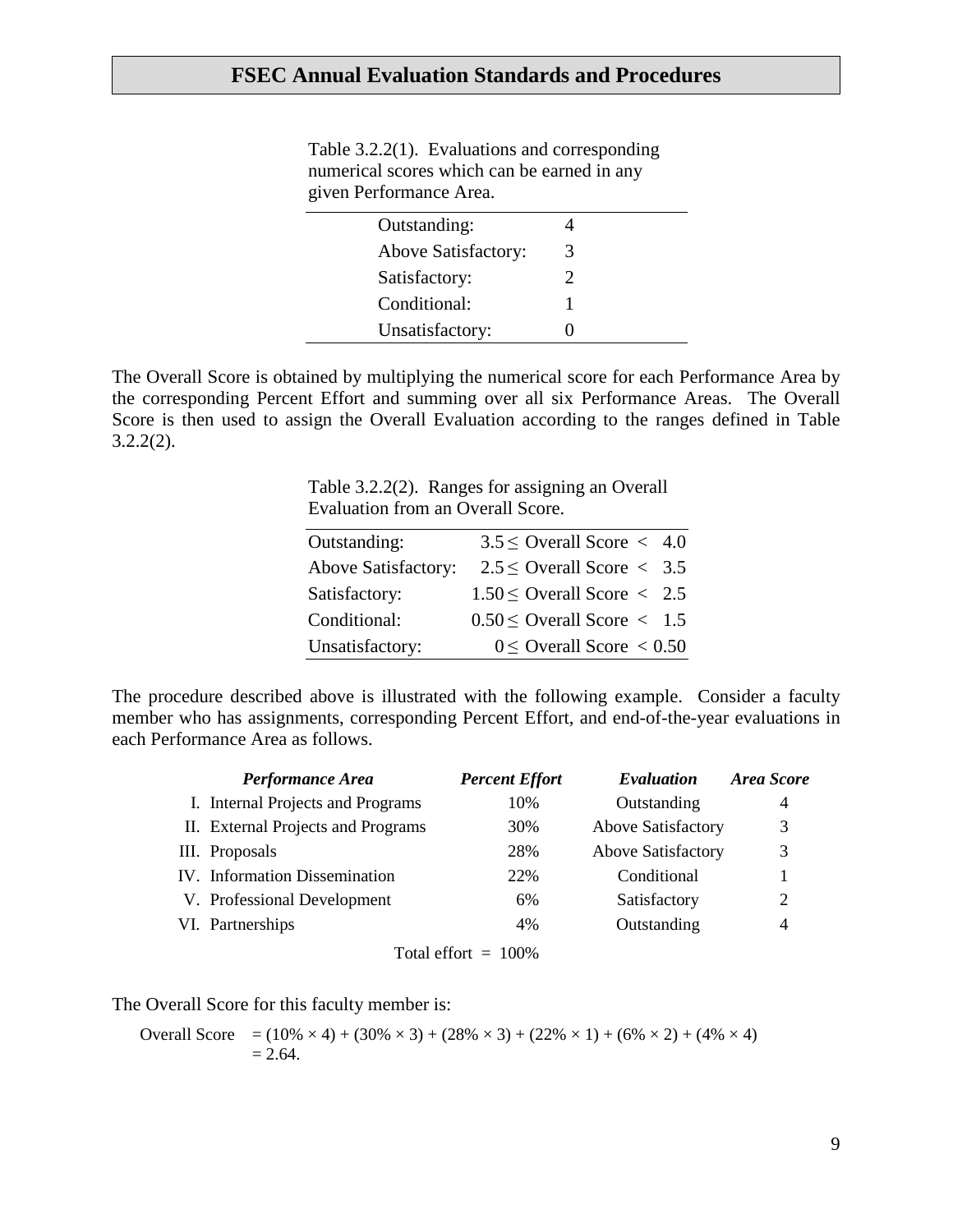Table 3.2.2(1). Evaluations and corresponding numerical scores which can be earned in any given Performance Area.

| | |
|---|---|
| Outstanding: | 4 |
| Above Satisfactory: | 3 |
| Satisfactory: | 2 |
| Conditional: | 1 |
| Unsatisfactory: | 0 |

The Overall Score is obtained by multiplying the numerical score for each Performance Area by the corresponding Percent Effort and summing over all six Performance Areas. The Overall Score is then used to assign the Overall Evaluation according to the ranges defined in Table 3.2.2(2).

Table 3.2.2(2). Ranges for assigning an Overall Evaluation from an Overall Score.

| | |
|---|---|
| Outstanding: | $3.5 \leq$ Overall Score $<$ 4.0 |
| Above Satisfactory: | $2.5 \leq$ Overall Score $<$ 3.5 |
| Satisfactory: | $1.50 \leq$ Overall Score $<$ 2.5 |
| Conditional: | $0.50 \leq$ Overall Score $<$ 1.5 |
| Unsatisfactory: | $0 \leq$ Overall Score $< 0.50$ |

The procedure described above is illustrated with the following example. Consider a faculty member who has assignments, corresponding Percent Effort, and end-of-the-year evaluations in each Performance Area as follows.

| ***Performance Area*** | ***Percent Effort*** | ***Evaluation*** | ***Area Score*** |
|---|---|---|---|
| I. Internal Projects and Programs | 10% | Outstanding | 4 |
| II. External Projects and Programs | 30% | Above Satisfactory | 3 |
| III. Proposals | 28% | Above Satisfactory | 3 |
| IV. Information Dissemination | 22% | Conditional | 1 |
| V. Professional Development | 6% | Satisfactory | 2 |
| VI. Partnerships | 4% | Outstanding | 4 |
| | Total effort = 100% | | |

The Overall Score for this faculty member is:

$$\text{Overall Score} = (10\% \times 4) + (30\% \times 3) + (28\% \times 3) + (22\% \times 1) + (6\% \times 2) + (4\% \times 4) = 2.64.$$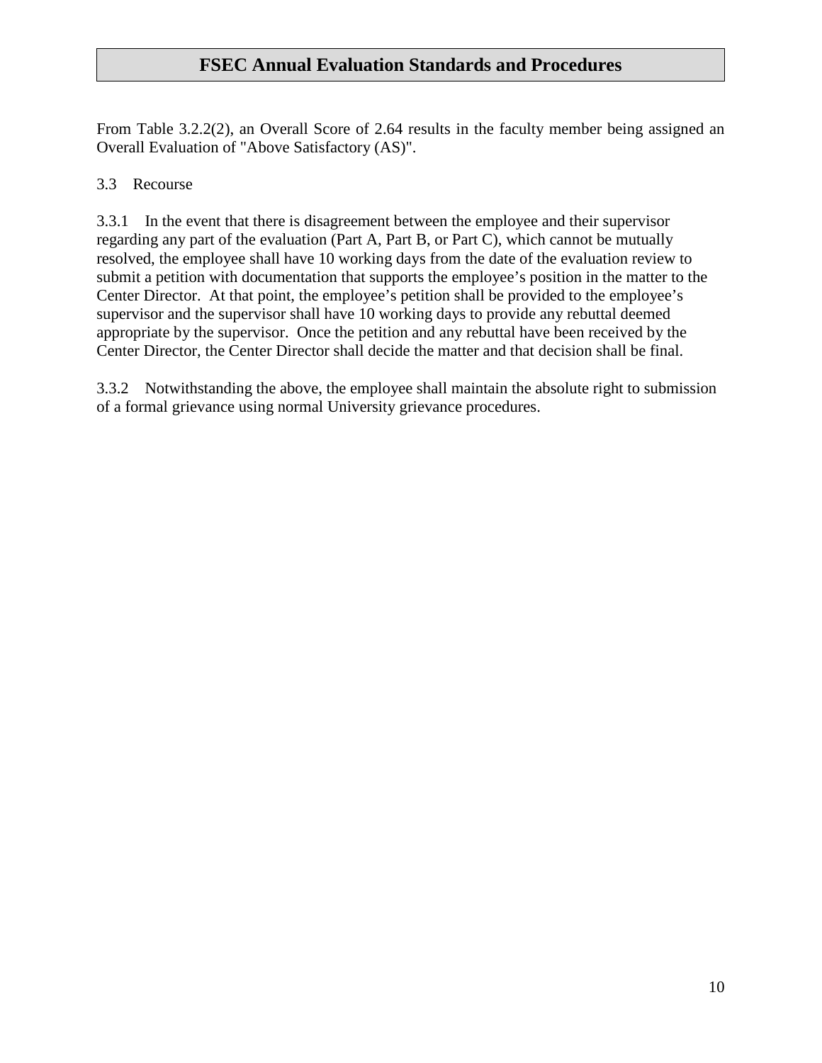From Table 3.2.2(2), an Overall Score of 2.64 results in the faculty member being assigned an Overall Evaluation of "Above Satisfactory (AS)".

## 3.3 Recourse

3.3.1 In the event that there is disagreement between the employee and their supervisor regarding any part of the evaluation (Part A, Part B, or Part C), which cannot be mutually resolved, the employee shall have 10 working days from the date of the evaluation review to submit a petition with documentation that supports the employee's position in the matter to the Center Director. At that point, the employee's petition shall be provided to the employee's supervisor and the supervisor shall have 10 working days to provide any rebuttal deemed appropriate by the supervisor. Once the petition and any rebuttal have been received by the Center Director, the Center Director shall decide the matter and that decision shall be final.

3.3.2 Notwithstanding the above, the employee shall maintain the absolute right to submission of a formal grievance using normal University grievance procedures.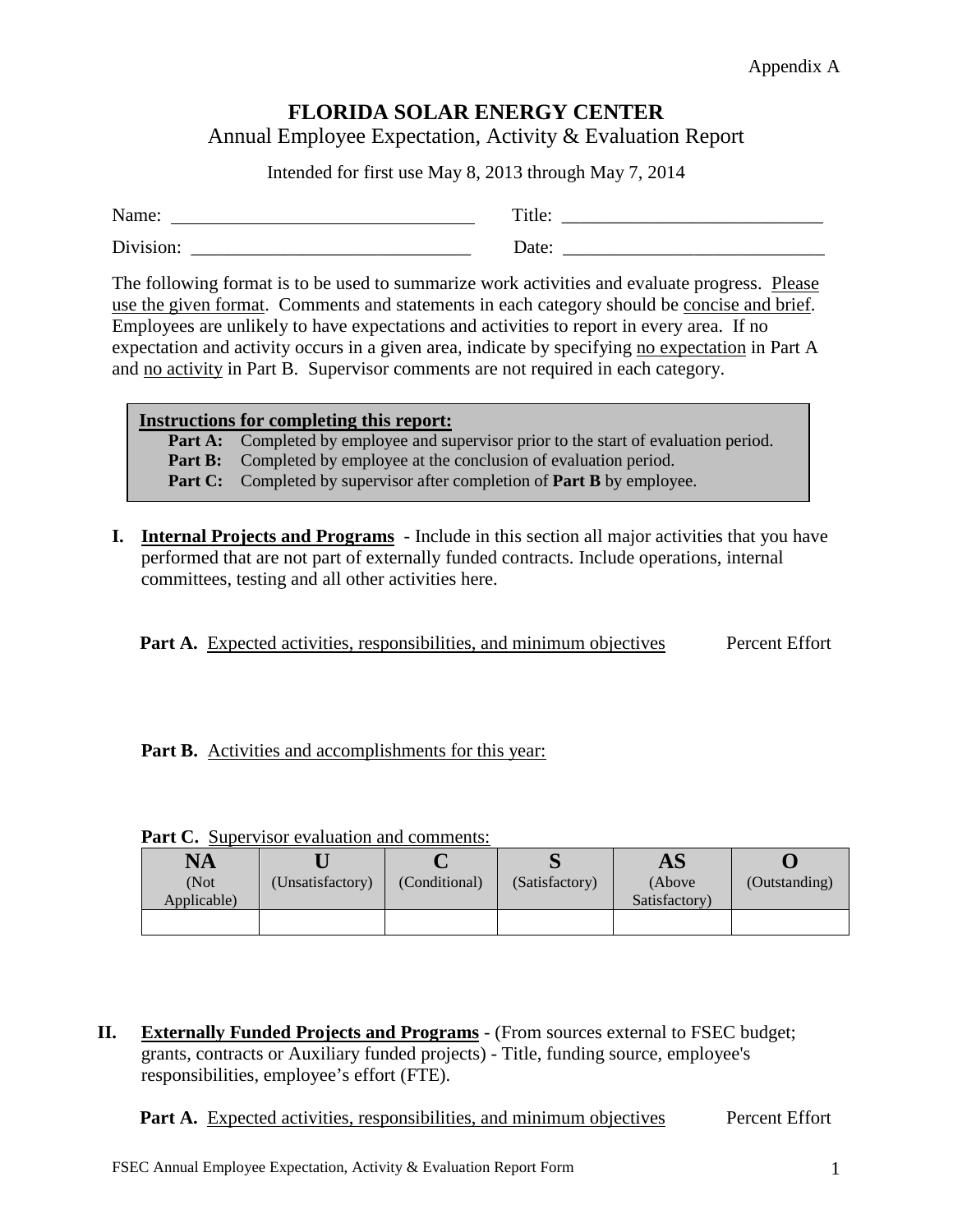Appendix A

# FLORIDA SOLAR ENERGY CENTER

Annual Employee Expectation, Activity & Evaluation Report

Intended for first use May 8, 2013 through May 7, 2014

Name: ________________________________ Title: ____________________________

Division: ______________________________ Date: ____________________________

The following format is to be used to summarize work activities and evaluate progress. Please use the given format. Comments and statements in each category should be concise and brief. Employees are unlikely to have expectations and activities to report in every area. If no expectation and activity occurs in a given area, indicate by specifying no expectation in Part A and no activity in Part B. Supervisor comments are not required in each category.

**Instructions for completing this report:**

- **Part A:** Completed by employee and supervisor prior to the start of evaluation period.
- **Part B:** Completed by employee at the conclusion of evaluation period.
- **Part C:** Completed by supervisor after completion of **Part B** by employee.

## I. Internal Projects and Programs

- Include in this section all major activities that you have performed that are not part of externally funded contracts. Include operations, internal committees, testing and all other activities here.

**Part A.** Expected activities, responsibilities, and minimum objectives — Percent Effort

**Part B.** Activities and accomplishments for this year:

**Part C.** Supervisor evaluation and comments:

| NA (Not Applicable) | U (Unsatisfactory) | C (Conditional) | S (Satisfactory) | AS (Above Satisfactory) | O (Outstanding) |
|---|---|---|---|---|---|
| | | | | | |

## II. Externally Funded Projects and Programs

- (From sources external to FSEC budget; grants, contracts or Auxiliary funded projects) - Title, funding source, employee's responsibilities, employee's effort (FTE).

**Part A.** Expected activities, responsibilities, and minimum objectives — Percent Effort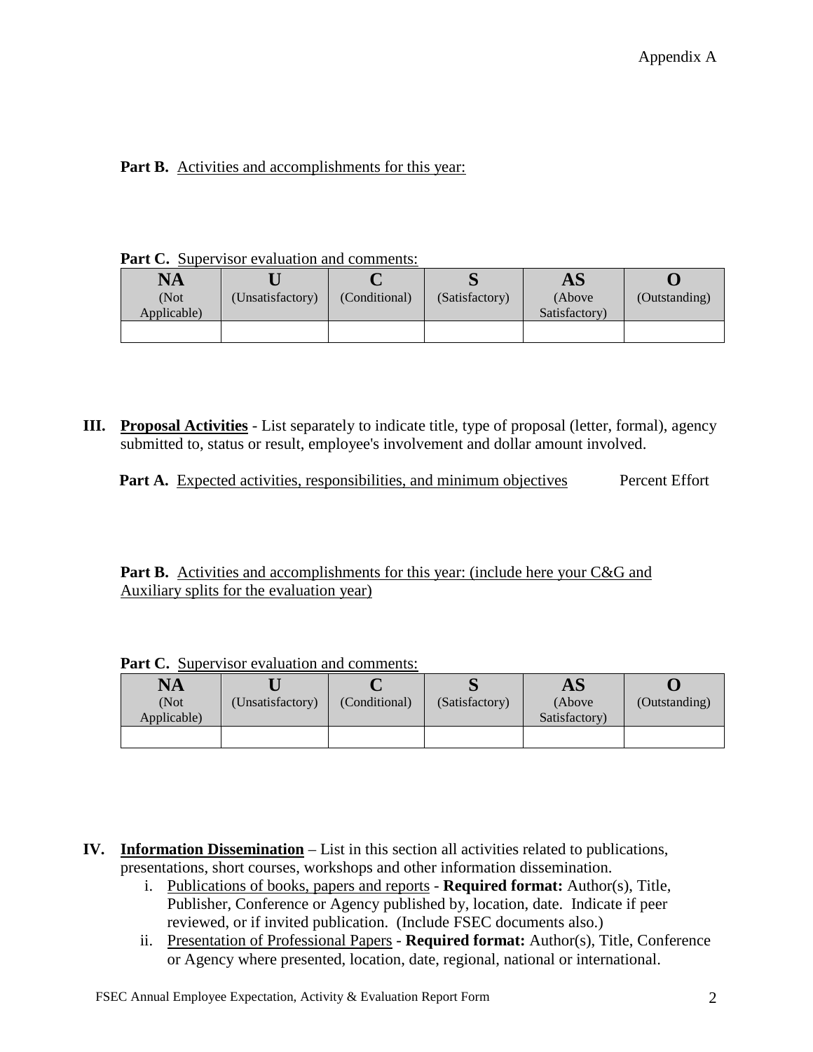**Part B.** Activities and accomplishments for this year:

**Part C.** Supervisor evaluation and comments:

| **NA** (Not Applicable) | **U** (Unsatisfactory) | **C** (Conditional) | **S** (Satisfactory) | **AS** (Above Satisfactory) | **O** (Outstanding) |
|---|---|---|---|---|---|
| | | | | | |

**III. Proposal Activities** - List separately to indicate title, type of proposal (letter, formal), agency submitted to, status or result, employee's involvement and dollar amount involved.

**Part A.** Expected activities, responsibilities, and minimum objectives Percent Effort

**Part B.** Activities and accomplishments for this year: (include here your C&G and Auxiliary splits for the evaluation year)

**Part C.** Supervisor evaluation and comments:

| **NA** (Not Applicable) | **U** (Unsatisfactory) | **C** (Conditional) | **S** (Satisfactory) | **AS** (Above Satisfactory) | **O** (Outstanding) |
|---|---|---|---|---|---|
| | | | | | |

**IV. Information Dissemination** – List in this section all activities related to publications, presentations, short courses, workshops and other information dissemination.

i. Publications of books, papers and reports - **Required format:** Author(s), Title, Publisher, Conference or Agency published by, location, date. Indicate if peer reviewed, or if invited publication. (Include FSEC documents also.)

ii. Presentation of Professional Papers - **Required format:** Author(s), Title, Conference or Agency where presented, location, date, regional, national or international.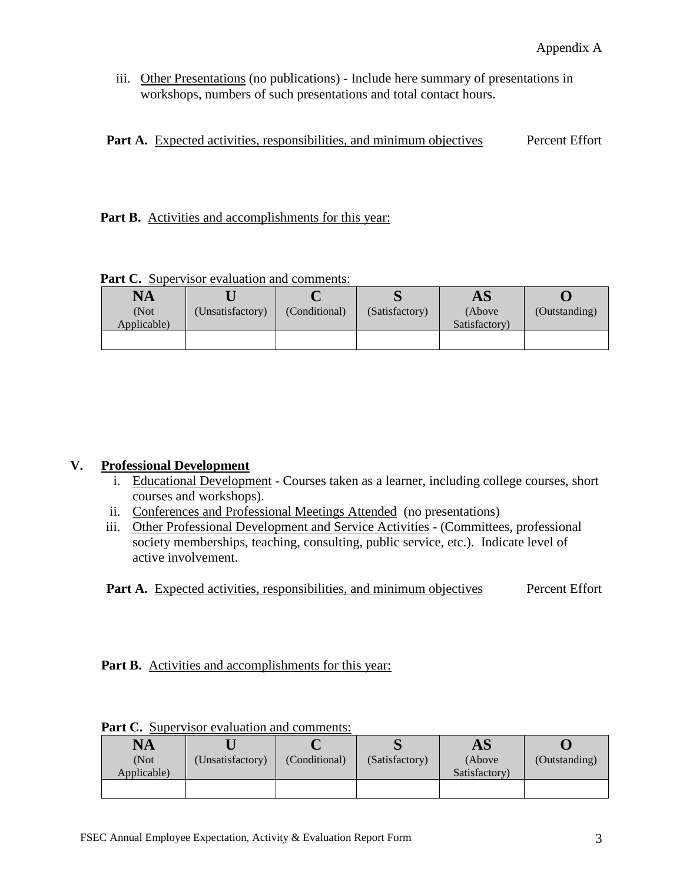iii. Other Presentations (no publications) - Include here summary of presentations in workshops, numbers of such presentations and total contact hours.

**Part A.** Expected activities, responsibilities, and minimum objectives Percent Effort

**Part B.** Activities and accomplishments for this year:

**Part C.** Supervisor evaluation and comments:

| **NA** (Not Applicable) | **U** (Unsatisfactory) | **C** (Conditional) | **S** (Satisfactory) | **AS** (Above Satisfactory) | **O** (Outstanding) |
|---|---|---|---|---|---|
| | | | | | |

## V. Professional Development

i. Educational Development - Courses taken as a learner, including college courses, short courses and workshops).

ii. Conferences and Professional Meetings Attended (no presentations)

iii. Other Professional Development and Service Activities - (Committees, professional society memberships, teaching, consulting, public service, etc.). Indicate level of active involvement.

**Part A.** Expected activities, responsibilities, and minimum objectives Percent Effort

**Part B.** Activities and accomplishments for this year:

**Part C.** Supervisor evaluation and comments:

| **NA** (Not Applicable) | **U** (Unsatisfactory) | **C** (Conditional) | **S** (Satisfactory) | **AS** (Above Satisfactory) | **O** (Outstanding) |
|---|---|---|---|---|---|
| | | | | | |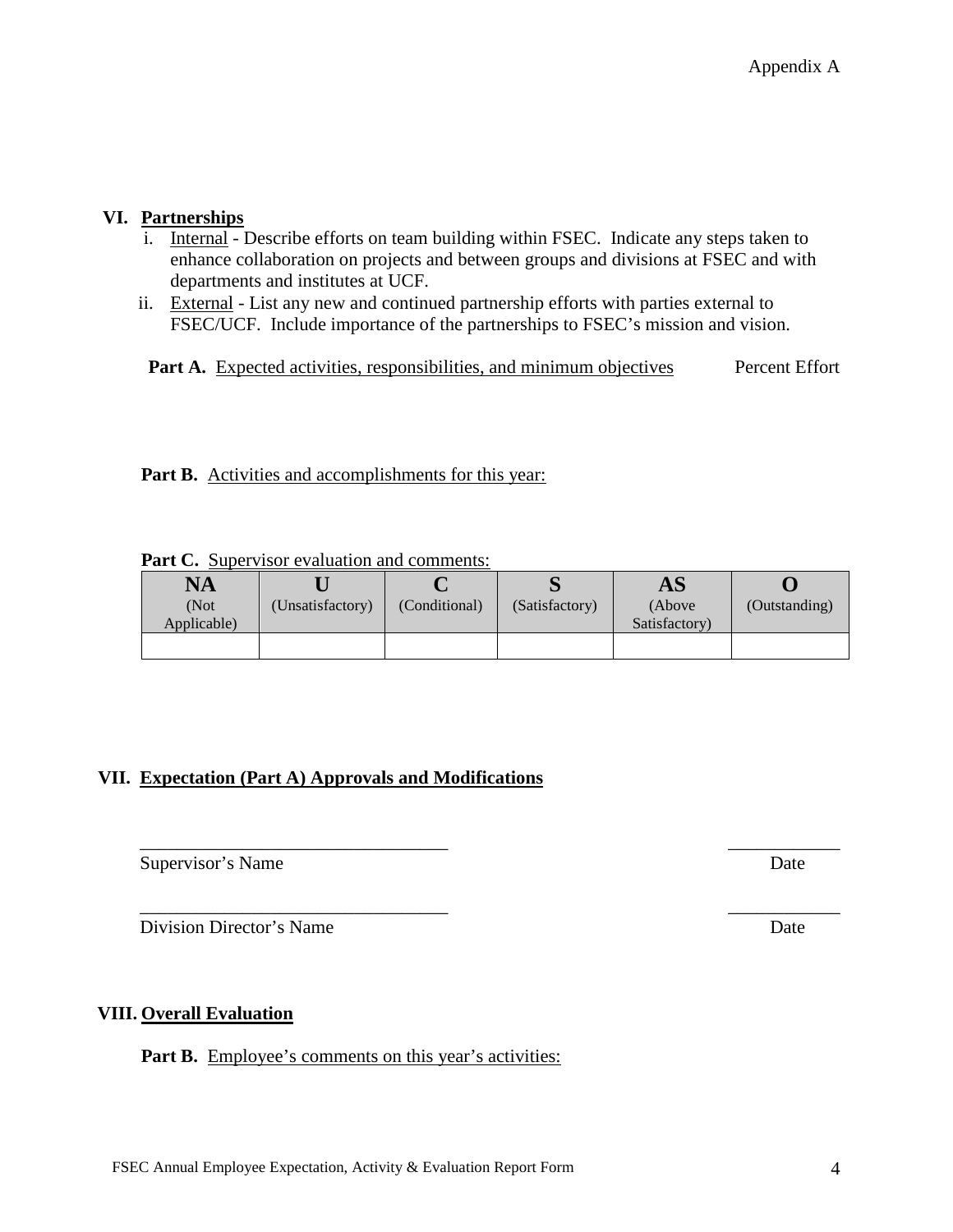Appendix A

## VI. Partnerships

i. Internal - Describe efforts on team building within FSEC. Indicate any steps taken to enhance collaboration on projects and between groups and divisions at FSEC and with departments and institutes at UCF.

ii. External - List any new and continued partnership efforts with parties external to FSEC/UCF. Include importance of the partnerships to FSEC's mission and vision.

**Part A.** Expected activities, responsibilities, and minimum objectives — Percent Effort

**Part B.** Activities and accomplishments for this year:

**Part C.** Supervisor evaluation and comments:

| **NA** (Not Applicable) | **U** (Unsatisfactory) | **C** (Conditional) | **S** (Satisfactory) | **AS** (Above Satisfactory) | **O** (Outstanding) |
|---|---|---|---|---|---|
| | | | | | |

## VII. Expectation (Part A) Approvals and Modifications

_________________________________ ____________

Supervisor's Name — Date

_________________________________ ____________

Division Director's Name — Date

## VIII. Overall Evaluation

**Part B.** Employee's comments on this year's activities: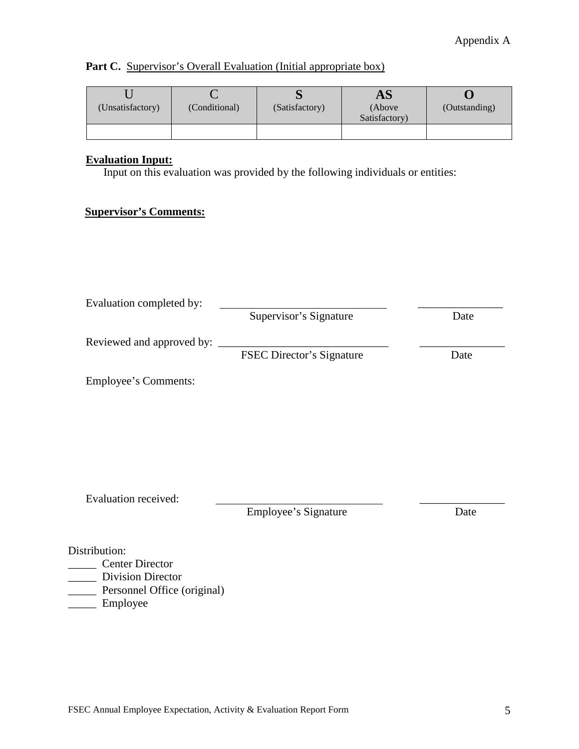Appendix A

**Part C.** Supervisor's Overall Evaluation (Initial appropriate box)

| U (Unsatisfactory) | C (Conditional) | S (Satisfactory) | AS (Above Satisfactory) | O (Outstanding) |
|---|---|---|---|---|
| | | | | |

**Evaluation Input:**

Input on this evaluation was provided by the following individuals or entities:

**Supervisor's Comments:**

Evaluation completed by: ______________________________ _______________
Supervisor's Signature Date

Reviewed and approved by: ______________________________ _______________
FSEC Director's Signature Date

Employee's Comments:

Evaluation received: ______________________________ _______________
Employee's Signature Date

Distribution:

_____ Center Director
_____ Division Director
_____ Personnel Office (original)
_____ Employee

FSEC Annual Employee Expectation, Activity & Evaluation Report Form